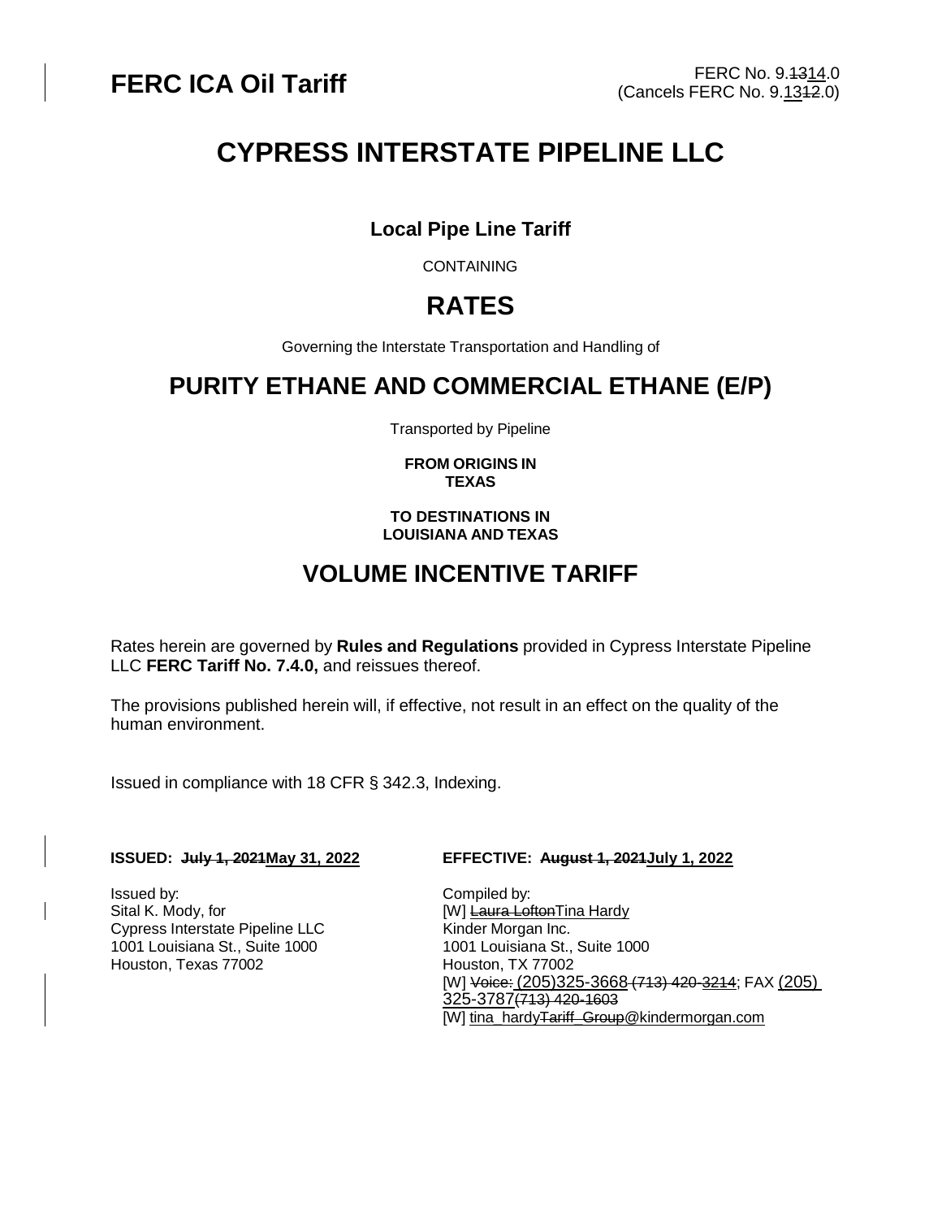**FERC ICA Oil Tariff**

FERC No. 9.~~13~~14.0
(Cancels FERC No. 9.13~~12~~.0)

# CYPRESS INTERSTATE PIPELINE LLC

### Local Pipe Line Tariff

CONTAINING

## RATES

Governing the Interstate Transportation and Handling of

## PURITY ETHANE AND COMMERCIAL ETHANE (E/P)

Transported by Pipeline

**FROM ORIGINS IN**
**TEXAS**

**TO DESTINATIONS IN**
**LOUISIANA AND TEXAS**

## VOLUME INCENTIVE TARIFF

Rates herein are governed by **Rules and Regulations** provided in Cypress Interstate Pipeline LLC **FERC Tariff No. 7.4.0,** and reissues thereof.

The provisions published herein will, if effective, not result in an effect on the quality of the human environment.

Issued in compliance with 18 CFR § 342.3, Indexing.

**ISSUED: ~~July 1, 2021~~May 31, 2022**

**EFFECTIVE: ~~August 1, 2021~~July 1, 2022**

Issued by:
Sital K. Mody, for
Cypress Interstate Pipeline LLC
1001 Louisiana St., Suite 1000
Houston, Texas 77002

Compiled by:
[W] ~~Laura Lofton~~Tina Hardy
Kinder Morgan Inc.
1001 Louisiana St., Suite 1000
Houston, TX 77002
[W] ~~Voice:~~ (205)325-3668 ~~(713) 420-3214~~; FAX (205) 325-3787~~(713) 420-1603~~
[W] tina_hardy~~Tariff_Group~~@kindermorgan.com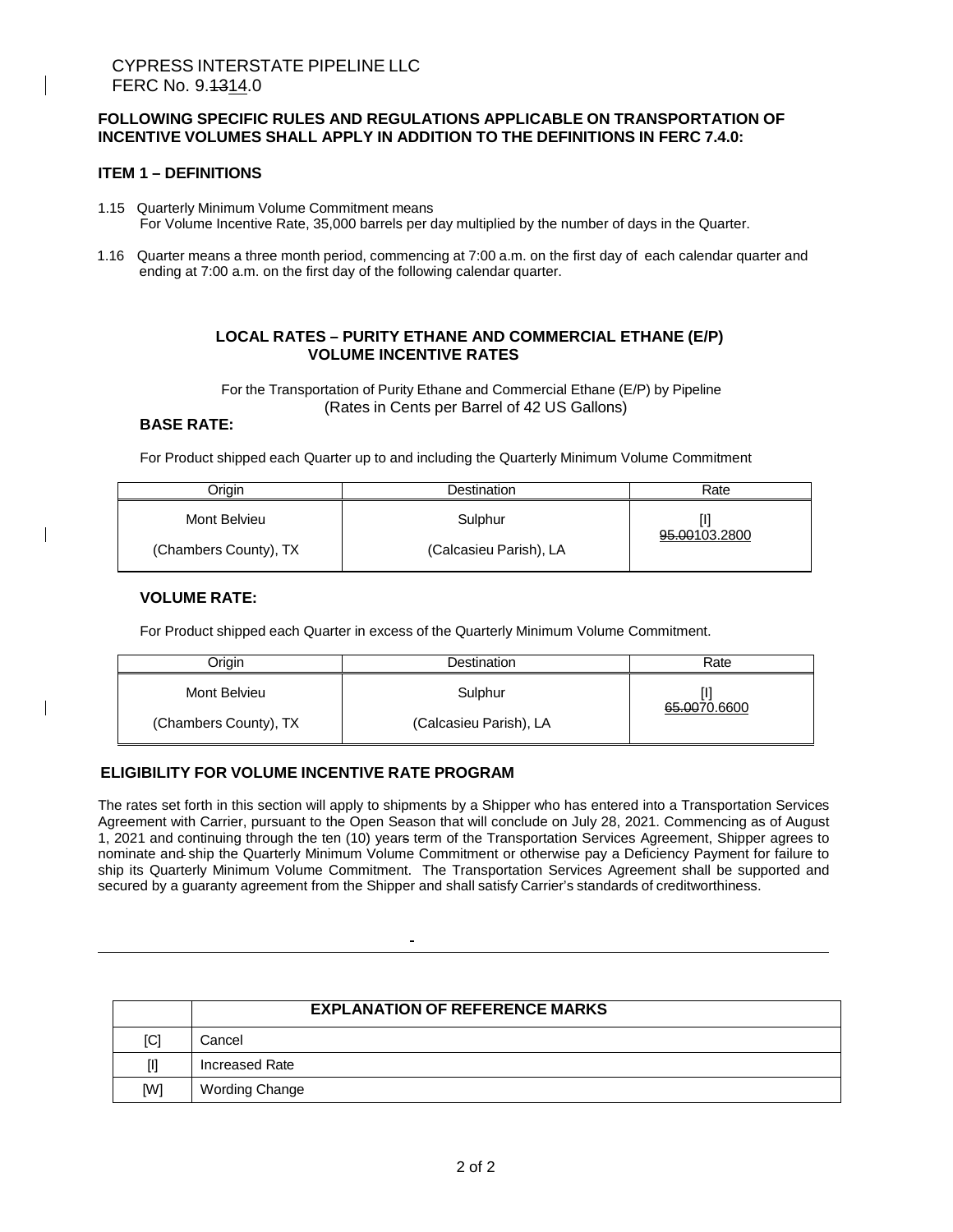CYPRESS INTERSTATE PIPELINE LLC
FERC No. 9.~~13~~14.0

**FOLLOWING SPECIFIC RULES AND REGULATIONS APPLICABLE ON TRANSPORTATION OF INCENTIVE VOLUMES SHALL APPLY IN ADDITION TO THE DEFINITIONS IN FERC 7.4.0:**

## ITEM 1 – DEFINITIONS

1.15 Quarterly Minimum Volume Commitment means
For Volume Incentive Rate, 35,000 barrels per day multiplied by the number of days in the Quarter.

1.16 Quarter means a three month period, commencing at 7:00 a.m. on the first day of each calendar quarter and ending at 7:00 a.m. on the first day of the following calendar quarter.

## LOCAL RATES – PURITY ETHANE AND COMMERCIAL ETHANE (E/P) VOLUME INCENTIVE RATES

For the Transportation of Purity Ethane and Commercial Ethane (E/P) by Pipeline
(Rates in Cents per Barrel of 42 US Gallons)

### BASE RATE:

For Product shipped each Quarter up to and including the Quarterly Minimum Volume Commitment

| Origin | Destination | Rate |
|---|---|---|
| Mont Belvieu (Chambers County), TX | Sulphur (Calcasieu Parish), LA | [I] ~~95.00~~103.2800 |

### VOLUME RATE:

For Product shipped each Quarter in excess of the Quarterly Minimum Volume Commitment.

| Origin | Destination | Rate |
|---|---|---|
| Mont Belvieu (Chambers County), TX | Sulphur (Calcasieu Parish), LA | [I] ~~65.00~~70.6600 |

## ELIGIBILITY FOR VOLUME INCENTIVE RATE PROGRAM

The rates set forth in this section will apply to shipments by a Shipper who has entered into a Transportation Services Agreement with Carrier, pursuant to the Open Season that will conclude on July 28, 2021. Commencing as of August 1, 2021 and continuing through the ten (10) years term of the Transportation Services Agreement, Shipper agrees to nominate and ship the Quarterly Minimum Volume Commitment or otherwise pay a Deficiency Payment for failure to ship its Quarterly Minimum Volume Commitment. The Transportation Services Agreement shall be supported and secured by a guaranty agreement from the Shipper and shall satisfy Carrier's standards of creditworthiness.

| | EXPLANATION OF REFERENCE MARKS |
|---|---|
| [C] | Cancel |
| [I] | Increased Rate |
| [W] | Wording Change |